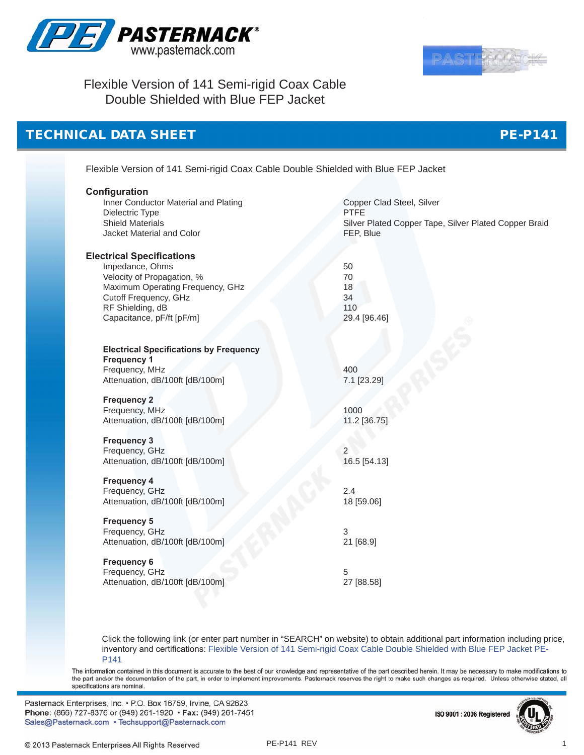PASTERNACK®
www.pasternack.com

# Flexible Version of 141 Semi-rigid Coax Cable Double Shielded with Blue FEP Jacket

## TECHNICAL DATA SHEET — PE-P141

Flexible Version of 141 Semi-rigid Coax Cable Double Shielded with Blue FEP Jacket

### Configuration

| | |
|---|---|
| Inner Conductor Material and Plating | Copper Clad Steel, Silver |
| Dielectric Type | PTFE |
| Shield Materials | Silver Plated Copper Tape, Silver Plated Copper Braid |
| Jacket Material and Color | FEP, Blue |

### Electrical Specifications

| | |
|---|---|
| Impedance, Ohms | 50 |
| Velocity of Propagation, % | 70 |
| Maximum Operating Frequency, GHz | 18 |
| Cutoff Frequency, GHz | 34 |
| RF Shielding, dB | 110 |
| Capacitance, pF/ft [pF/m] | 29.4 [96.46] |

#### Electrical Specifications by Frequency

**Frequency 1**

| | |
|---|---|
| Frequency, MHz | 400 |
| Attenuation, dB/100ft [dB/100m] | 7.1 [23.29] |

**Frequency 2**

| | |
|---|---|
| Frequency, MHz | 1000 |
| Attenuation, dB/100ft [dB/100m] | 11.2 [36.75] |

**Frequency 3**

| | |
|---|---|
| Frequency, GHz | 2 |
| Attenuation, dB/100ft [dB/100m] | 16.5 [54.13] |

**Frequency 4**

| | |
|---|---|
| Frequency, GHz | 2.4 |
| Attenuation, dB/100ft [dB/100m] | 18 [59.06] |

**Frequency 5**

| | |
|---|---|
| Frequency, GHz | 3 |
| Attenuation, dB/100ft [dB/100m] | 21 [68.9] |

**Frequency 6**

| | |
|---|---|
| Frequency, GHz | 5 |
| Attenuation, dB/100ft [dB/100m] | 27 [88.58] |

Click the following link (or enter part number in "SEARCH" on website) to obtain additional part information including price, inventory and certifications: Flexible Version of 141 Semi-rigid Coax Cable Double Shielded with Blue FEP Jacket PE-P141

The information contained in this document is accurate to the best of our knowledge and representative of the part described herein. It may be necessary to make modifications to the part and/or the documentation of the part, in order to implement improvements. Pasternack reserves the right to make such changes as required. Unless otherwise stated, all specifications are nominal.

Pasternack Enterprises, Inc. • P.O. Box 16759, Irvine, CA 92623
**Phone:** (866) 727-8376 or (949) 261-1920 • **Fax:** (949) 261-7451
Sales@Pasternack.com • Techsupport@Pasternack.com

ISO 9001 : 2008 Registered

© 2013 Pasternack Enterprises All Rights Reserved — PE-P141 REV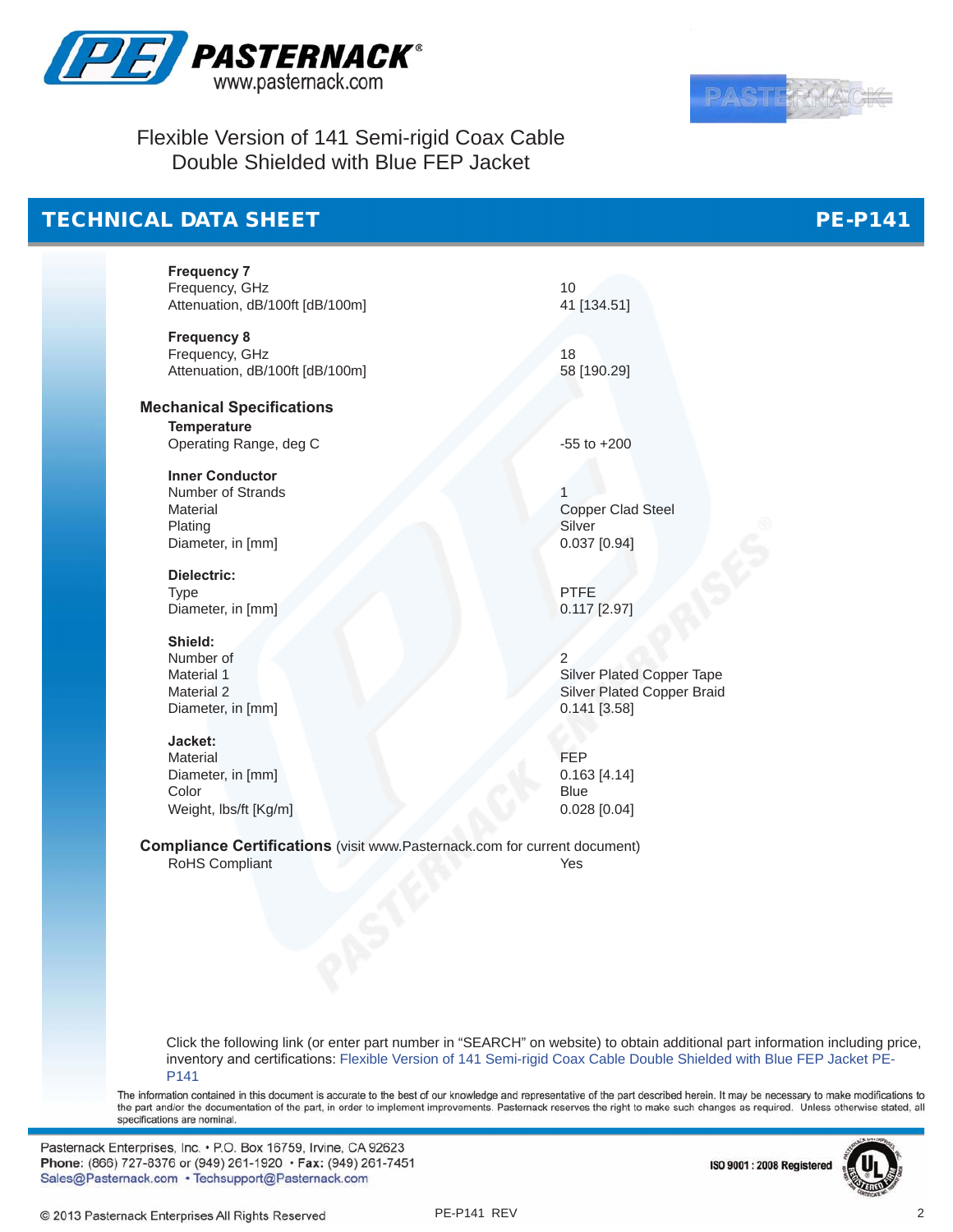Flexible Version of 141 Semi-rigid Coax Cable Double Shielded with Blue FEP Jacket

## TECHNICAL DATA SHEET — PE-P141

**Frequency 7**

| | |
|---|---|
| Frequency, GHz | 10 |
| Attenuation, dB/100ft [dB/100m] | 41 [134.51] |

**Frequency 8**

| | |
|---|---|
| Frequency, GHz | 18 |
| Attenuation, dB/100ft [dB/100m] | 58 [190.29] |

### Mechanical Specifications

**Temperature**

| | |
|---|---|
| Operating Range, deg C | -55 to +200 |

**Inner Conductor**

| | |
|---|---|
| Number of Strands | 1 |
| Material | Copper Clad Steel |
| Plating | Silver |
| Diameter, in [mm] | 0.037 [0.94] |

**Dielectric:**

| | |
|---|---|
| Type | PTFE |
| Diameter, in [mm] | 0.117 [2.97] |

**Shield:**

| | |
|---|---|
| Number of | 2 |
| Material 1 | Silver Plated Copper Tape |
| Material 2 | Silver Plated Copper Braid |
| Diameter, in [mm] | 0.141 [3.58] |

**Jacket:**

| | |
|---|---|
| Material | FEP |
| Diameter, in [mm] | 0.163 [4.14] |
| Color | Blue |
| Weight, lbs/ft [Kg/m] | 0.028 [0.04] |

### Compliance Certifications (visit www.Pasternack.com for current document)

| | |
|---|---|
| RoHS Compliant | Yes |

Click the following link (or enter part number in "SEARCH" on website) to obtain additional part information including price, inventory and certifications: Flexible Version of 141 Semi-rigid Coax Cable Double Shielded with Blue FEP Jacket PE-P141

The information contained in this document is accurate to the best of our knowledge and representative of the part described herein. It may be necessary to make modifications to the part and/or the documentation of the part, in order to implement improvements. Pasternack reserves the right to make such changes as required. Unless otherwise stated, all specifications are nominal.

Pasternack Enterprises, Inc. • P.O. Box 16759, Irvine, CA 92623
**Phone:** (866) 727-8376 or (949) 261-1920 • **Fax:** (949) 261-7451
Sales@Pasternack.com • Techsupport@Pasternack.com

ISO 9001 : 2008 Registered

© 2013 Pasternack Enterprises All Rights Reserved

PE-P141 REV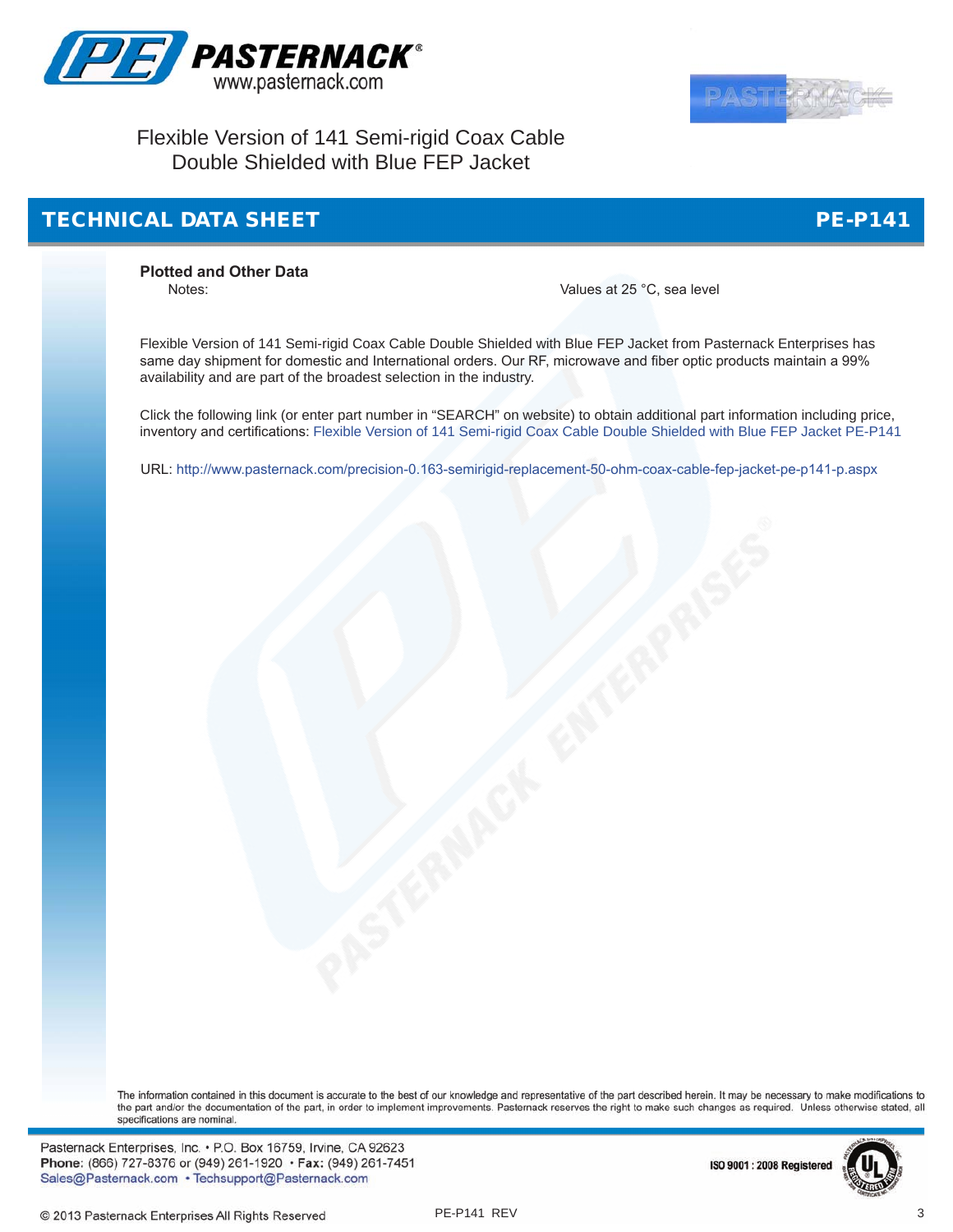Flexible Version of 141 Semi-rigid Coax Cable Double Shielded with Blue FEP Jacket

## TECHNICAL DATA SHEET — PE-P141

### Plotted and Other Data

Notes: Values at 25 °C, sea level

Flexible Version of 141 Semi-rigid Coax Cable Double Shielded with Blue FEP Jacket from Pasternack Enterprises has same day shipment for domestic and International orders. Our RF, microwave and fiber optic products maintain a 99% availability and are part of the broadest selection in the industry.

Click the following link (or enter part number in "SEARCH" on website) to obtain additional part information including price, inventory and certifications: Flexible Version of 141 Semi-rigid Coax Cable Double Shielded with Blue FEP Jacket PE-P141

URL: http://www.pasternack.com/precision-0.163-semirigid-replacement-50-ohm-coax-cable-fep-jacket-pe-p141-p.aspx

The information contained in this document is accurate to the best of our knowledge and representative of the part described herein. It may be necessary to make modifications to the part and/or the documentation of the part, in order to implement improvements. Pasternack reserves the right to make such changes as required. Unless otherwise stated, all specifications are nominal.

Pasternack Enterprises, Inc. • P.O. Box 16759, Irvine, CA 92623
**Phone:** (866) 727-8376 or (949) 261-1920 • **Fax:** (949) 261-7451
Sales@Pasternack.com • Techsupport@Pasternack.com

ISO 9001 : 2008 Registered

© 2013 Pasternack Enterprises All Rights Reserved

PE-P141 REV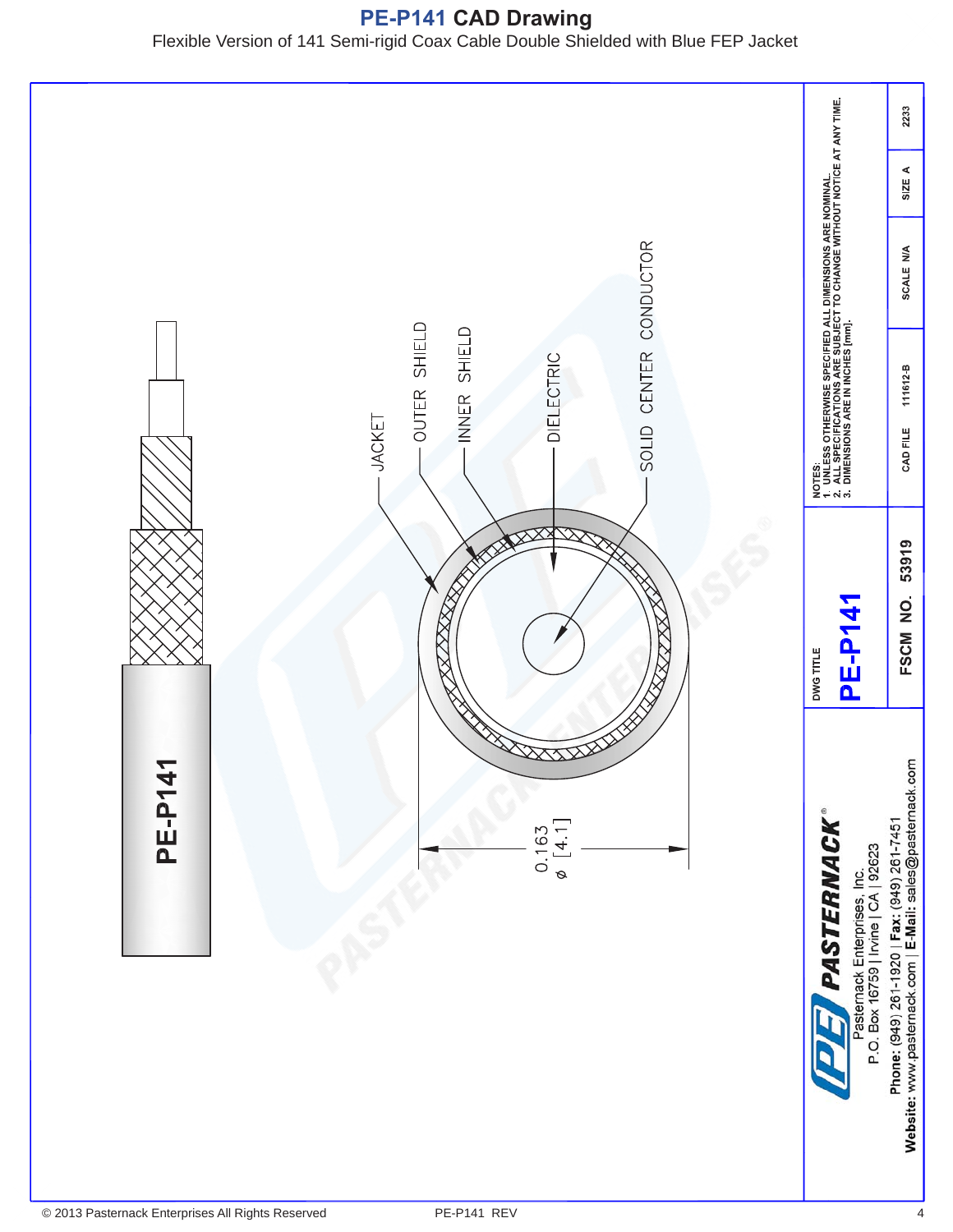# PE-P141 CAD Drawing

Flexible Version of 141 Semi-rigid Coax Cable Double Shielded with Blue FEP Jacket

PE-P141

JACKET

OUTER SHIELD

INNER SHIELD

DIELECTRIC

SOLID CENTER CONDUCTOR

0.163
ø [4.1]

NOTES:
1. UNLESS OTHERWISE SPECIFIED ALL DIMENSIONS ARE NOMINAL.
2. ALL SPECIFICATIONS ARE SUBJECT TO CHANGE WITHOUT NOTICE AT ANY TIME.
3. DIMENSIONS ARE IN INCHES [mm].

DWG TITLE: **PE-P141**

FSCM NO. 53919

CAD FILE 111612-B

SCALE N/A

SIZE A

2233

**PASTERNACK**®

Pasternack Enterprises, Inc.
P.O. Box 16759 | Irvine | CA | 92623
**Phone:** (949) 261-1920 | **Fax:** (949) 261-7451
**Website:** www.pasternack.com | **E-Mail:** sales@pasternack.com

© 2013 Pasternack Enterprises All Rights Reserved    PE-P141 REV